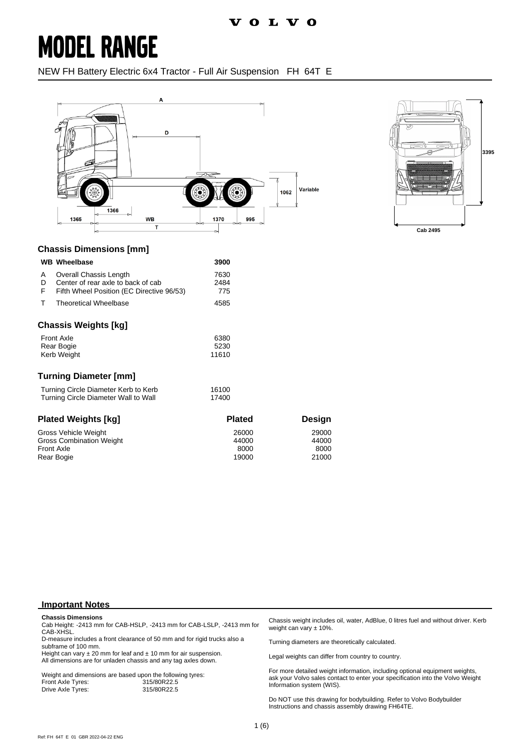# MODEL RANGE

NEW FH Battery Electric 6x4 Tractor - Full Air Suspension FH 64T E

## Chassis Dimensions [mm]

| | WB Wheelbase | 3900 |
|---|---|---|
| A | Overall Chassis Length | 7630 |
| D | Center of rear axle to back of cab | 2484 |
| F | Fifth Wheel Position (EC Directive 96/53) | 775 |
| T | Theoretical Wheelbase | 4585 |

## Chassis Weights [kg]

| | |
|---|---|
| Front Axle | 6380 |
| Rear Bogie | 5230 |
| Kerb Weight | 11610 |

## Turning Diameter [mm]

| | |
|---|---|
| Turning Circle Diameter Kerb to Kerb | 16100 |
| Turning Circle Diameter Wall to Wall | 17400 |

| Plated Weights [kg] | Plated | Design |
|---|---|---|
| Gross Vehicle Weight | 26000 | 29000 |
| Gross Combination Weight | 44000 | 44000 |
| Front Axle | 8000 | 8000 |
| Rear Bogie | 19000 | 21000 |

## Important Notes

**Chassis Dimensions**

Cab Height: -2413 mm for CAB-HSLP, -2413 mm for CAB-LSLP, -2413 mm for CAB-XHSL.

D-measure includes a front clearance of 50 mm and for rigid trucks also a subframe of 100 mm.

Height can vary ± 20 mm for leaf and ± 10 mm for air suspension.

All dimensions are for unladen chassis and any tag axles down.

Weight and dimensions are based upon the following tyres:

Front Axle Tyres: 315/80R22.5

Drive Axle Tyres: 315/80R22.5

Chassis weight includes oil, water, AdBlue, 0 litres fuel and without driver. Kerb weight can vary ± 10%.

Turning diameters are theoretically calculated.

Legal weights can differ from country to country.

For more detailed weight information, including optional equipment weights, ask your Volvo sales contact to enter your specification into the Volvo Weight Information system (WIS).

Do NOT use this drawing for bodybuilding. Refer to Volvo Bodybuilder Instructions and chassis assembly drawing FH64TE.

Ref: FH 64T E 01 GBR 2022-04-22 ENG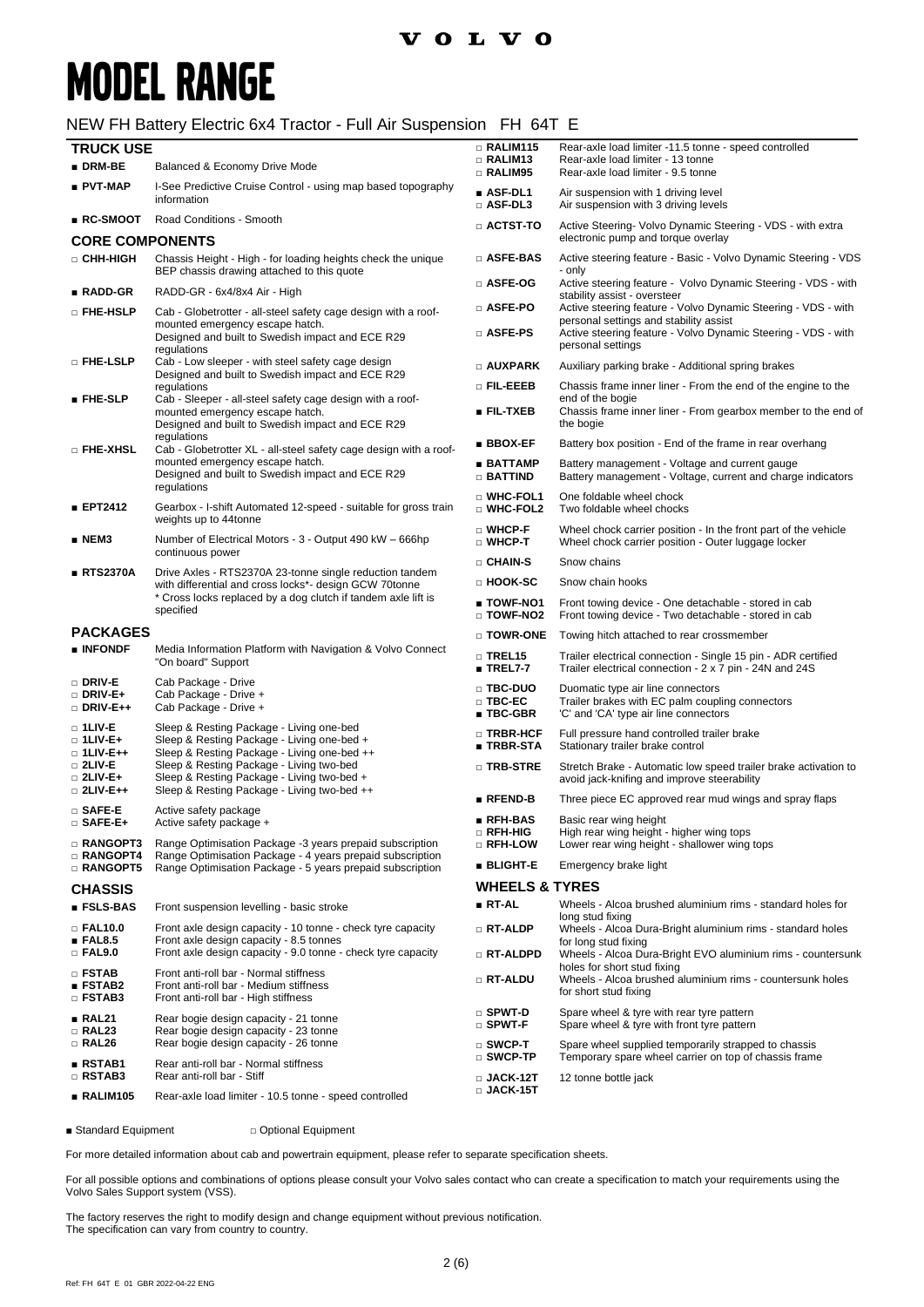# MODEL RANGE

## NEW FH Battery Electric 6x4 Tractor - Full Air Suspension FH 64T E

### TRUCK USE

| | | |
|---|---|---|
| ■ | **DRM-BE** | Balanced & Economy Drive Mode |
| ■ | **PVT-MAP** | I-See Predictive Cruise Control - using map based topography information |
| ■ | **RC-SMOOT** | Road Conditions - Smooth |

### CORE COMPONENTS

| | | |
|---|---|---|
| □ | **CHH-HIGH** | Chassis Height - High - for loading heights check the unique BEP chassis drawing attached to this quote |
| ■ | **RADD-GR** | RADD-GR - 6x4/8x4 Air - High |
| □ | **FHE-HSLP** | Cab - Globetrotter - all-steel safety cage design with a roof-mounted emergency escape hatch. Designed and built to Swedish impact and ECE R29 regulations |
| □ | **FHE-LSLP** | Cab - Low sleeper - with steel safety cage design Designed and built to Swedish impact and ECE R29 regulations |
| ■ | **FHE-SLP** | Cab - Sleeper - all-steel safety cage design with a roof-mounted emergency escape hatch. Designed and built to Swedish impact and ECE R29 regulations |
| □ | **FHE-XHSL** | Cab - Globetrotter XL - all-steel safety cage design with a roof-mounted emergency escape hatch. Designed and built to Swedish impact and ECE R29 regulations |
| ■ | **EPT2412** | Gearbox - I-shift Automated 12-speed - suitable for gross train weights up to 44tonne |
| ■ | **NEM3** | Number of Electrical Motors - 3 - Output 490 kW – 666hp continuous power |
| ■ | **RTS2370A** | Drive Axles - RTS2370A 23-tonne single reduction tandem with differential and cross locks*- design GCW 70tonne * Cross locks replaced by a dog clutch if tandem axle lift is specified |

### PACKAGES

| | | |
|---|---|---|
| ■ | **INFONDF** | Media Information Platform with Navigation & Volvo Connect "On board" Support |
| □ | **DRIV-E** | Cab Package - Drive |
| □ | **DRIV-E+** | Cab Package - Drive + |
| □ | **DRIV-E++** | Cab Package - Drive + |
| □ | **1LIV-E** | Sleep & Resting Package - Living one-bed |
| □ | **1LIV-E+** | Sleep & Resting Package - Living one-bed + |
| □ | **1LIV-E++** | Sleep & Resting Package - Living one-bed ++ |
| □ | **2LIV-E** | Sleep & Resting Package - Living two-bed |
| □ | **2LIV-E+** | Sleep & Resting Package - Living two-bed + |
| □ | **2LIV-E++** | Sleep & Resting Package - Living two-bed ++ |
| □ | **SAFE-E** | Active safety package |
| □ | **SAFE-E+** | Active safety package + |
| □ | **RANGOPT3** | Range Optimisation Package -3 years prepaid subscription |
| □ | **RANGOPT4** | Range Optimisation Package - 4 years prepaid subscription |
| □ | **RANGOPT5** | Range Optimisation Package - 5 years prepaid subscription |

### CHASSIS

| | | |
|---|---|---|
| ■ | **FSLS-BAS** | Front suspension levelling - basic stroke |
| □ | **FAL10.0** | Front axle design capacity - 10 tonne - check tyre capacity |
| ■ | **FAL8.5** | Front axle design capacity - 8.5 tonnes |
| □ | **FAL9.0** | Front axle design capacity - 9.0 tonne - check tyre capacity |
| □ | **FSTAB** | Front anti-roll bar - Normal stiffness |
| ■ | **FSTAB2** | Front anti-roll bar - Medium stiffness |
| □ | **FSTAB3** | Front anti-roll bar - High stiffness |
| ■ | **RAL21** | Rear bogie design capacity - 21 tonne |
| □ | **RAL23** | Rear bogie design capacity - 23 tonne |
| □ | **RAL26** | Rear bogie design capacity - 26 tonne |
| ■ | **RSTAB1** | Rear anti-roll bar - Normal stiffness |
| □ | **RSTAB3** | Rear anti-roll bar - Stiff |
| ■ | **RALIM105** | Rear-axle load limiter - 10.5 tonne - speed controlled |
| □ | **RALIM115** | Rear-axle load limiter -11.5 tonne - speed controlled |
| □ | **RALIM13** | Rear-axle load limiter - 13 tonne |
| □ | **RALIM95** | Rear-axle load limiter - 9.5 tonne |
| ■ | **ASF-DL1** | Air suspension with 1 driving level |
| □ | **ASF-DL3** | Air suspension with 3 driving levels |
| □ | **ACTST-TO** | Active Steering- Volvo Dynamic Steering - VDS - with extra electronic pump and torque overlay |
| □ | **ASFE-BAS** | Active steering feature - Basic - Volvo Dynamic Steering - VDS - only |
| □ | **ASFE-OG** | Active steering feature - Volvo Dynamic Steering - VDS - with stability assist - oversteer |
| □ | **ASFE-PO** | Active steering feature - Volvo Dynamic Steering - VDS - with personal settings and stability assist |
| □ | **ASFE-PS** | Active steering feature - Volvo Dynamic Steering - VDS - with personal settings |
| □ | **AUXPARK** | Auxiliary parking brake - Additional spring brakes |
| □ | **FIL-EEEB** | Chassis frame inner liner - From the end of the engine to the end of the bogie |
| ■ | **FIL-TXEB** | Chassis frame inner liner - From gearbox member to the end of the bogie |
| ■ | **BBOX-EF** | Battery box position - End of the frame in rear overhang |
| ■ | **BATTAMP** | Battery management - Voltage and current gauge |
| □ | **BATTIND** | Battery management - Voltage, current and charge indicators |
| □ | **WHC-FOL1** | One foldable wheel chock |
| □ | **WHC-FOL2** | Two foldable wheel chocks |
| □ | **WHCP-F** | Wheel chock carrier position - In the front part of the vehicle |
| □ | **WHCP-T** | Wheel chock carrier position - Outer luggage locker |
| □ | **CHAIN-S** | Snow chains |
| □ | **HOOK-SC** | Snow chain hooks |
| ■ | **TOWF-NO1** | Front towing device - One detachable - stored in cab |
| □ | **TOWF-NO2** | Front towing device - Two detachable - stored in cab |
| □ | **TOWR-ONE** | Towing hitch attached to rear crossmember |
| □ | **TREL15** | Trailer electrical connection - Single 15 pin - ADR certified |
| ■ | **TREL7-7** | Trailer electrical connection - 2 x 7 pin - 24N and 24S |
| □ | **TBC-DUO** | Duomatic type air line connectors |
| □ | **TBC-EC** | Trailer brakes with EC palm coupling connectors |
| ■ | **TBC-GBR** | 'C' and 'CA' type air line connectors |
| □ | **TRBR-HCF** | Full pressure hand controlled trailer brake |
| ■ | **TRBR-STA** | Stationary trailer brake control |
| □ | **TRB-STRE** | Stretch Brake - Automatic low speed trailer brake activation to avoid jack-knifing and improve steerability |
| ■ | **RFEND-B** | Three piece EC approved rear mud wings and spray flaps |
| ■ | **RFH-BAS** | Basic rear wing height |
| □ | **RFH-HIG** | High rear wing height - higher wing tops |
| □ | **RFH-LOW** | Lower rear wing height - shallower wing tops |
| ■ | **BLIGHT-E** | Emergency brake light |

### WHEELS & TYRES

| | | |
|---|---|---|
| ■ | **RT-AL** | Wheels - Alcoa brushed aluminium rims - standard holes for long stud fixing |
| □ | **RT-ALDP** | Wheels - Alcoa Dura-Bright aluminium rims - standard holes for long stud fixing |
| □ | **RT-ALDPD** | Wheels - Alcoa Dura-Bright EVO aluminium rims - countersunk holes for short stud fixing |
| □ | **RT-ALDU** | Wheels - Alcoa brushed aluminium rims - countersunk holes for short stud fixing |
| □ | **SPWT-D** | Spare wheel & tyre with rear tyre pattern |
| □ | **SPWT-F** | Spare wheel & tyre with front tyre pattern |
| □ | **SWCP-T** | Spare wheel supplied temporarily strapped to chassis |
| □ | **SWCP-TP** | Temporary spare wheel carrier on top of chassis frame |
| □ | **JACK-12T** | 12 tonne bottle jack |
| □ | **JACK-15T** | |

■ Standard Equipment □ Optional Equipment

For more detailed information about cab and powertrain equipment, please refer to separate specification sheets.

For all possible options and combinations of options please consult your Volvo sales contact who can create a specification to match your requirements using the Volvo Sales Support system (VSS).

The factory reserves the right to modify design and change equipment without previous notification.
The specification can vary from country to country.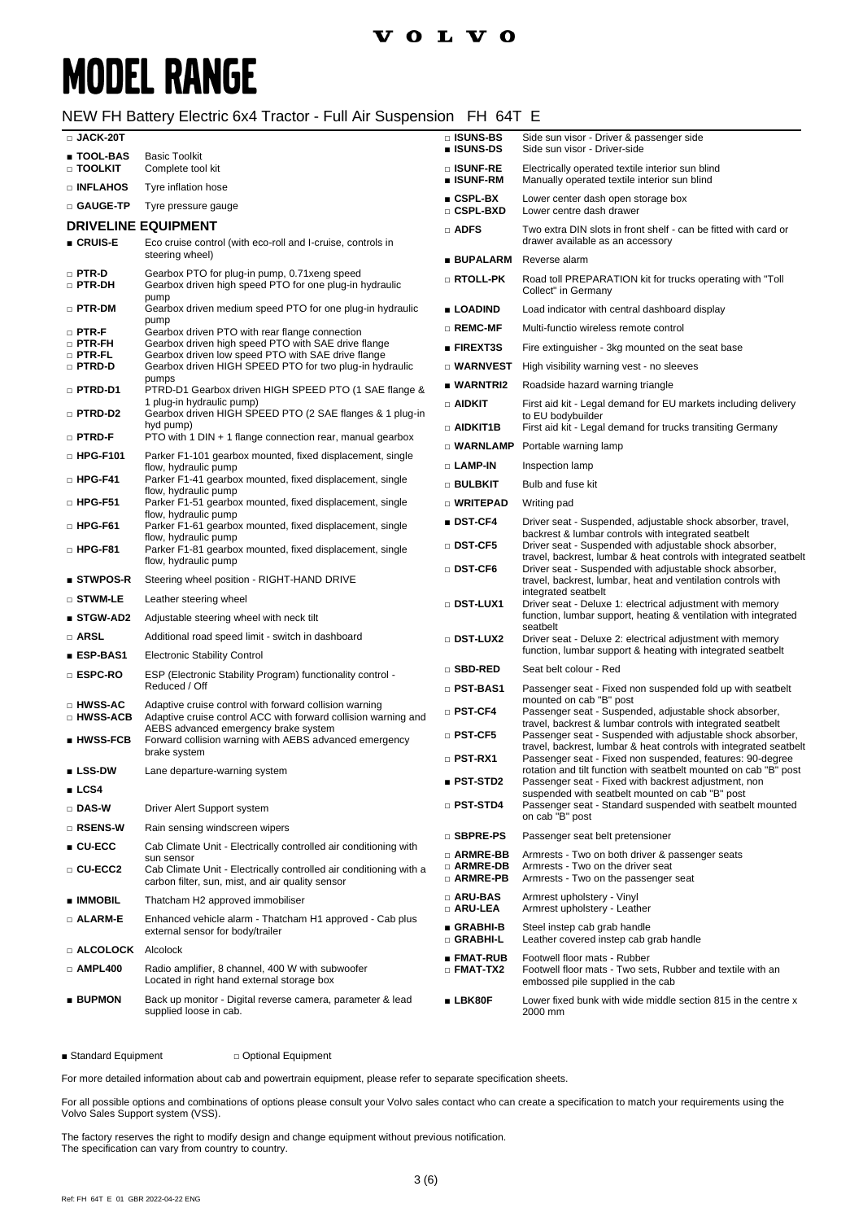# MODEL RANGE

## NEW FH Battery Electric 6x4 Tractor - Full Air Suspension FH 64T E

| Code | Description |
|---|---|
| □ **JACK-20T** | |
| ■ **TOOL-BAS** | Basic Toolkit |
| □ **TOOLKIT** | Complete tool kit |
| □ **INFLAHOS** | Tyre inflation hose |
| □ **GAUGE-TP** | Tyre pressure gauge |

### DRIVELINE EQUIPMENT

| Code | Description |
|---|---|
| ■ **CRUIS-E** | Eco cruise control (with eco-roll and I-cruise, controls in steering wheel) |
| □ **PTR-D** | Gearbox PTO for plug-in pump, 0.71xeng speed |
| □ **PTR-DH** | Gearbox driven high speed PTO for one plug-in hydraulic pump |
| □ **PTR-DM** | Gearbox driven medium speed PTO for one plug-in hydraulic pump |
| □ **PTR-F** | Gearbox driven PTO with rear flange connection |
| □ **PTR-FH** | Gearbox driven high speed PTO with SAE drive flange |
| □ **PTR-FL** | Gearbox driven low speed PTO with SAE drive flange |
| □ **PTRD-D** | Gearbox driven HIGH SPEED PTO for two plug-in hydraulic pumps |
| □ **PTRD-D1** | PTRD-D1 Gearbox driven HIGH SPEED PTO (1 SAE flange & 1 plug-in hydraulic pump) |
| □ **PTRD-D2** | Gearbox driven HIGH SPEED PTO (2 SAE flanges & 1 plug-in hyd pump) |
| □ **PTRD-F** | PTO with 1 DIN + 1 flange connection rear, manual gearbox |
| □ **HPG-F101** | Parker F1-101 gearbox mounted, fixed displacement, single flow, hydraulic pump |
| □ **HPG-F41** | Parker F1-41 gearbox mounted, fixed displacement, single flow, hydraulic pump |
| □ **HPG-F51** | Parker F1-51 gearbox mounted, fixed displacement, single flow, hydraulic pump |
| □ **HPG-F61** | Parker F1-61 gearbox mounted, fixed displacement, single flow, hydraulic pump |
| □ **HPG-F81** | Parker F1-81 gearbox mounted, fixed displacement, single flow, hydraulic pump |
| ■ **STWPOS-R** | Steering wheel position - RIGHT-HAND DRIVE |
| □ **STWM-LE** | Leather steering wheel |
| ■ **STGW-AD2** | Adjustable steering wheel with neck tilt |
| □ **ARSL** | Additional road speed limit - switch in dashboard |
| ■ **ESP-BAS1** | Electronic Stability Control |
| □ **ESPC-RO** | ESP (Electronic Stability Program) functionality control - Reduced / Off |
| □ **HWSS-AC** | Adaptive cruise control with forward collision warning |
| □ **HWSS-ACB** | Adaptive cruise control ACC with forward collision warning and AEBS advanced emergency brake system |
| ■ **HWSS-FCB** | Forward collision warning with AEBS advanced emergency brake system |
| ■ **LSS-DW** | Lane departure-warning system |
| ■ **LCS4** | |
| □ **DAS-W** | Driver Alert Support system |
| □ **RSENS-W** | Rain sensing windscreen wipers |
| ■ **CU-ECC** | Cab Climate Unit - Electrically controlled air conditioning with sun sensor |
| □ **CU-ECC2** | Cab Climate Unit - Electrically controlled air conditioning with a carbon filter, sun, mist, and air quality sensor |
| ■ **IMMOBIL** | Thatcham H2 approved immobiliser |
| □ **ALARM-E** | Enhanced vehicle alarm - Thatcham H1 approved - Cab plus external sensor for body/trailer |
| □ **ALCOLOCK** | Alcolock |
| □ **AMPL400** | Radio amplifier, 8 channel, 400 W with subwoofer Located in right hand external storage box |
| ■ **BUPMON** | Back up monitor - Digital reverse camera, parameter & lead supplied loose in cab. |
| □ **ISUNS-BS** | Side sun visor - Driver & passenger side |
| ■ **ISUNS-DS** | Side sun visor - Driver-side |
| □ **ISUNF-RE** | Electrically operated textile interior sun blind |
| ■ **ISUNF-RM** | Manually operated textile interior sun blind |
| ■ **CSPL-BX** | Lower center dash open storage box |
| □ **CSPL-BXD** | Lower centre dash drawer |
| □ **ADFS** | Two extra DIN slots in front shelf - can be fitted with card or drawer available as an accessory |
| ■ **BUPALARM** | Reverse alarm |
| □ **RTOLL-PK** | Road toll PREPARATION kit for trucks operating with "Toll Collect" in Germany |
| ■ **LOADIND** | Load indicator with central dashboard display |
| □ **REMC-MF** | Multi-functio wireless remote control |
| ■ **FIREXT3S** | Fire extinguisher - 3kg mounted on the seat base |
| □ **WARNVEST** | High visibility warning vest - no sleeves |
| ■ **WARNTRI2** | Roadside hazard warning triangle |
| □ **AIDKIT** | First aid kit - Legal demand for EU markets including delivery to EU bodybuilder |
| □ **AIDKIT1B** | First aid kit - Legal demand for trucks transiting Germany |
| □ **WARNLAMP** | Portable warning lamp |
| □ **LAMP-IN** | Inspection lamp |
| □ **BULBKIT** | Bulb and fuse kit |
| □ **WRITEPAD** | Writing pad |
| ■ **DST-CF4** | Driver seat - Suspended, adjustable shock absorber, travel, backrest & lumbar controls with integrated seatbelt |
| □ **DST-CF5** | Driver seat - Suspended with adjustable shock absorber, travel, backrest, lumbar & heat controls with integrated seatbelt |
| □ **DST-CF6** | Driver seat - Suspended with adjustable shock absorber, travel, backrest, lumbar, heat and ventilation controls with integrated seatbelt |
| □ **DST-LUX1** | Driver seat - Deluxe 1: electrical adjustment with memory function, lumbar support, heating & ventilation with integrated seatbelt |
| □ **DST-LUX2** | Driver seat - Deluxe 2: electrical adjustment with memory function, lumbar support & heating with integrated seatbelt |
| □ **SBD-RED** | Seat belt colour - Red |
| □ **PST-BAS1** | Passenger seat - Fixed non suspended fold up with seatbelt mounted on cab "B" post |
| □ **PST-CF4** | Passenger seat - Suspended, adjustable shock absorber, travel, backrest & lumbar controls with integrated seatbelt |
| □ **PST-CF5** | Passenger seat - Suspended with adjustable shock absorber, travel, backrest, lumbar & heat controls with integrated seatbelt |
| □ **PST-RX1** | Passenger seat - Fixed non suspended, features: 90-degree rotation and tilt function with seatbelt mounted on cab "B" post |
| ■ **PST-STD2** | Passenger seat - Fixed with backrest adjustment, non suspended with seatbelt mounted on cab "B" post |
| □ **PST-STD4** | Passenger seat - Standard suspended with seatbelt mounted on cab "B" post |
| □ **SBPRE-PS** | Passenger seat belt pretensioner |
| □ **ARMRE-BB** | Armrests - Two on both driver & passenger seats |
| □ **ARMRE-DB** | Armrests - Two on the driver seat |
| □ **ARMRE-PB** | Armrests - Two on the passenger seat |
| □ **ARU-BAS** | Armrest upholstery - Vinyl |
| □ **ARU-LEA** | Armrest upholstery - Leather |
| ■ **GRABHI-B** | Steel instep cab grab handle |
| □ **GRABHI-L** | Leather covered instep cab grab handle |
| ■ **FMAT-RUB** | Footwell floor mats - Rubber |
| □ **FMAT-TX2** | Footwell floor mats - Two sets, Rubber and textile with an embossed pile supplied in the cab |
| ■ **LBK80F** | Lower fixed bunk with wide middle section 815 in the centre x 2000 mm |

■ Standard Equipment □ Optional Equipment

For more detailed information about cab and powertrain equipment, please refer to separate specification sheets.

For all possible options and combinations of options please consult your Volvo sales contact who can create a specification to match your requirements using the Volvo Sales Support system (VSS).

The factory reserves the right to modify design and change equipment without previous notification.
The specification can vary from country to country.

Ref: FH 64T E 01 GBR 2022-04-22 ENG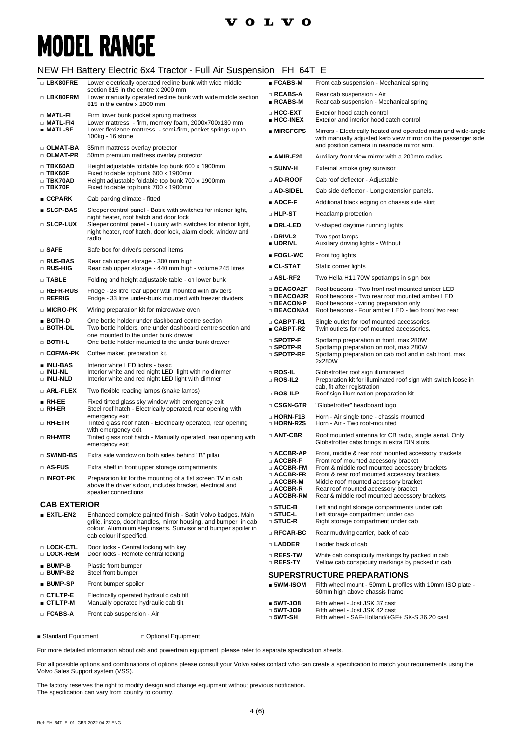# MODEL RANGE

## NEW FH Battery Electric 6x4 Tractor - Full Air Suspension FH 64T E

| Code | Description |
|---|---|
| □ LBK80FRE | Lower electrically operated recline bunk with wide middle section 815 in the centre x 2000 mm |
| □ LBK80FRM | Lower manually operated recline bunk with wide middle section 815 in the centre x 2000 mm |
| □ MATL-FI | Firm lower bunk pocket sprung mattress |
| □ MATL-FI4 | Lower mattress - firm, memory foam, 2000x700x130 mm |
| ■ MATL-SF | Lower flexizone mattress - semi-firm, pocket springs up to 100kg - 16 stone |
| □ OLMAT-BA | 35mm mattress overlay protector |
| □ OLMAT-PR | 50mm premium mattress overlay protector |
| □ TBK60AD | Height adjustable foldable top bunk 600 x 1900mm |
| □ TBK60F | Fixed foldable top bunk 600 x 1900mm |
| □ TBK70AD | Height adjustable foldable top bunk 700 x 1900mm |
| □ TBK70F | Fixed foldable top bunk 700 x 1900mm |
| ■ CCPARK | Cab parking climate - fitted |
| ■ SLCP-BAS | Sleeper control panel - Basic with switches for interior light, night heater, roof hatch and door lock |
| □ SLCP-LUX | Sleeper control panel - Luxury with switches for interior light, night heater, roof hatch, door lock, alarm clock, window and radio |
| □ SAFE | Safe box for driver's personal items |
| □ RUS-BAS | Rear cab upper storage - 300 mm high |
| □ RUS-HIG | Rear cab upper storage - 440 mm high - volume 245 litres |
| □ TABLE | Folding and height adjustable table - on lower bunk |
| □ REFR-RUS | Fridge - 28 litre rear upper wall mounted with dividers |
| □ REFRIG | Fridge - 33 litre under-bunk mounted with freezer dividers |
| □ MICRO-PK | Wiring preparation kit for microwave oven |
| ■ BOTH-D | One bottle holder under dashboard centre section |
| □ BOTH-DL | Two bottle holders, one under dashboard centre section and one mounted to the under bunk drawer |
| □ BOTH-L | One bottle holder mounted to the under bunk drawer |
| □ COFMA-PK | Coffee maker, preparation kit. |
| ■ INLI-BAS | Interior white LED lights - basic |
| □ INLI-NL | Interior white and red night LED light with no dimmer |
| □ INLI-NLD | Interior white and red night LED light with dimmer |
| □ ARL-FLEX | Two flexible reading lamps (snake lamps) |
| ■ RH-EE | Fixed tinted glass sky window with emergency exit |
| □ RH-ER | Steel roof hatch - Electrically operated, rear opening with emergency exit |
| □ RH-ETR | Tinted glass roof hatch - Electrically operated, rear opening with emergency exit |
| □ RH-MTR | Tinted glass roof hatch - Manually operated, rear opening with emergency exit |
| □ SWIND-BS | Extra side window on both sides behind "B" pillar |
| □ AS-FUS | Extra shelf in front upper storage compartments |
| □ INFOT-PK | Preparation kit for the mounting of a flat screen TV in cab above the driver's door, includes bracket, electrical and speaker connections |

### CAB EXTERIOR

| Code | Description |
|---|---|
| ■ EXTL-EN2 | Enhanced complete painted finish - Satin Volvo badges. Main grille, instep, door handles, mirror housing, and bumper in cab colour. Aluminium step inserts. Sunvisor and bumper spoiler in cab colour if specified. |
| □ LOCK-CTL | Door locks - Central locking with key |
| □ LOCK-REM | Door locks - Remote central locking |
| ■ BUMP-B | Plastic front bumper |
| □ BUMP-B2 | Steel front bumper |
| ■ BUMP-SP | Front bumper spoiler |
| □ CTILTP-E | Electrically operated hydraulic cab tilt |
| ■ CTILTP-M | Manually operated hydraulic cab tilt |
| □ FCABS-A | Front cab suspension - Air |
| ■ FCABS-M | Front cab suspension - Mechanical spring |
| □ RCABS-A | Rear cab suspension - Air |
| ■ RCABS-M | Rear cab suspension - Mechanical spring |
| □ HCC-EXT | Exterior hood catch control |
| ■ HCC-INEX | Exterior and interior hood catch control |
| ■ MIRCFCPS | Mirrors - Electrically heated and operated main and wide-angle with manually adjusted kerb view mirror on the passenger side and position camera in nearside mirror arm. |
| ■ AMIR-F20 | Auxiliary front view mirror with a 200mm radius |
| □ SUNV-H | External smoke grey sunvisor |
| □ AD-ROOF | Cab roof deflector - Adjustable |
| □ AD-SIDEL | Cab side deflector - Long extension panels. |
| ■ ADCF-F | Additional black edging on chassis side skirt |
| □ HLP-ST | Headlamp protection |
| ■ DRL-LED | V-shaped daytime running lights |
| □ DRIVL2 | Two spot lamps |
| ■ UDRIVL | Auxiliary driving lights - Without |
| ■ FOGL-WC | Front fog lights |
| ■ CL-STAT | Static corner lights |
| □ ASL-RF2 | Two Hella H11 70W spotlamps in sign box |
| □ BEACOA2F | Roof beacons - Two front roof mounted amber LED |
| □ BEACOA2R | Roof beacons - Two rear roof mounted amber LED |
| □ BEACON-P | Roof beacons - wiring preparation only |
| □ BEACONA4 | Roof beacons - Four amber LED - two front/ two rear |
| □ CABPT-R1 | Single outlet for roof mounted accessories |
| ■ CABPT-R2 | Twin outlets for roof mounted accessories. |
| □ SPOTP-F | Spotlamp preparation in front, max 280W |
| □ SPOTP-R | Spotlamp preparation on roof, max 280W |
| □ SPOTP-RF | Spotlamp preparation on cab roof and in cab front, max 2x280W |
| □ ROS-IL | Globetrotter roof sign illuminated |
| □ ROS-IL2 | Preparation kit for illuminated roof sign with switch loose in cab, fit after registration |
| □ ROS-ILP | Roof sign illumination preparation kit |
| □ CSGN-GTR | "Globetrotter" headboard logo |
| □ HORN-F1S | Horn - Air single tone - chassis mounted |
| □ HORN-R2S | Horn - Air - Two roof-mounted |
| □ ANT-CBR | Roof mounted antenna for CB radio, single aerial. Only Globetrotter cabs brings in extra DIN slots. |
| □ ACCBR-AP | Front, middle & rear roof mounted accessory brackets |
| □ ACCBR-F | Front roof mounted accessory bracket |
| □ ACCBR-FM | Front & middle roof mounted accessory brackets |
| □ ACCBR-FR | Front & rear roof mounted accessory brackets |
| □ ACCBR-M | Middle roof mounted accessory bracket |
| □ ACCBR-R | Rear roof mounted accessory bracket |
| □ ACCBR-RM | Rear & middle roof mounted accessory brackets |
| □ STUC-B | Left and right storage compartments under cab |
| □ STUC-L | Left storage compartment under cab |
| □ STUC-R | Right storage compartment under cab |
| □ RFCAR-BC | Rear mudwing carrier, back of cab |
| □ LADDER | Ladder back of cab |
| □ REFS-TW | White cab conspicuity markings by packed in cab |
| □ REFS-TY | Yellow cab conspicuity markings by packed in cab |

### SUPERSTRUCTURE PREPARATIONS

| Code | Description |
|---|---|
| ■ 5WM-ISOM | Fifth wheel mount - 50mm L profiles with 10mm ISO plate - 60mm high above chassis frame |
| ■ 5WT-JO8 | Fifth wheel - Jost JSK 37 cast |
| □ 5WT-JO9 | Fifth wheel - Jost JSK 42 cast |
| □ 5WT-SH | Fifth wheel - SAF-Holland/+GF+ SK-S 36.20 cast |

■ Standard Equipment □ Optional Equipment

For more detailed information about cab and powertrain equipment, please refer to separate specification sheets.

For all possible options and combinations of options please consult your Volvo sales contact who can create a specification to match your requirements using the Volvo Sales Support system (VSS).

The factory reserves the right to modify design and change equipment without previous notification.
The specification can vary from country to country.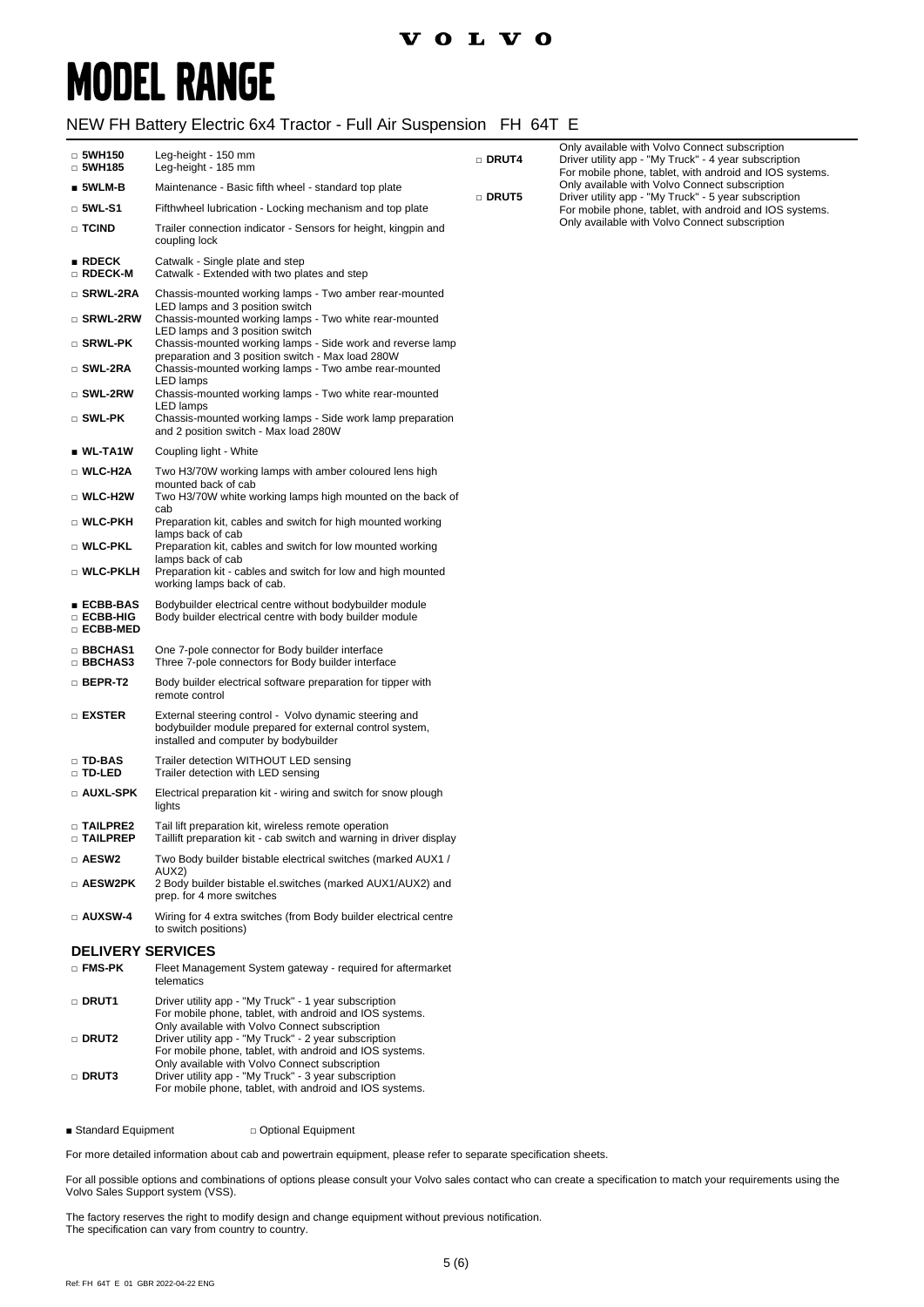# MODEL RANGE

## NEW FH Battery Electric 6x4 Tractor - Full Air Suspension FH 64T E

| Code | Description |
|---|---|
| □ **5WH150** | Leg-height - 150 mm |
| □ **5WH185** | Leg-height - 185 mm |
| ■ **5WLM-B** | Maintenance - Basic fifth wheel - standard top plate |
| □ **5WL-S1** | Fifthwheel lubrication - Locking mechanism and top plate |
| □ **TCIND** | Trailer connection indicator - Sensors for height, kingpin and coupling lock |
| ■ **RDECK** | Catwalk - Single plate and step |
| □ **RDECK-M** | Catwalk - Extended with two plates and step |
| □ **SRWL-2RA** | Chassis-mounted working lamps - Two amber rear-mounted LED lamps and 3 position switch |
| □ **SRWL-2RW** | Chassis-mounted working lamps - Two white rear-mounted LED lamps and 3 position switch |
| □ **SRWL-PK** | Chassis-mounted working lamps - Side work and reverse lamp preparation and 3 position switch - Max load 280W |
| □ **SWL-2RA** | Chassis-mounted working lamps - Two ambe rear-mounted LED lamps |
| □ **SWL-2RW** | Chassis-mounted working lamps - Two white rear-mounted LED lamps |
| □ **SWL-PK** | Chassis-mounted working lamps - Side work lamp preparation and 2 position switch - Max load 280W |
| ■ **WL-TA1W** | Coupling light - White |
| □ **WLC-H2A** | Two H3/70W working lamps with amber coloured lens high mounted back of cab |
| □ **WLC-H2W** | Two H3/70W white working lamps high mounted on the back of cab |
| □ **WLC-PKH** | Preparation kit, cables and switch for high mounted working lamps back of cab |
| □ **WLC-PKL** | Preparation kit, cables and switch for low mounted working lamps back of cab |
| □ **WLC-PKLH** | Preparation kit - cables and switch for low and high mounted working lamps back of cab. |
| ■ **ECBB-BAS** | Bodybuilder electrical centre without bodybuilder module |
| □ **ECBB-HIG** | Body builder electrical centre with body builder module |
| □ **ECBB-MED** | |
| □ **BBCHAS1** | One 7-pole connector for Body builder interface |
| □ **BBCHAS3** | Three 7-pole connectors for Body builder interface |
| □ **BEPR-T2** | Body builder electrical software preparation for tipper with remote control |
| □ **EXSTER** | External steering control - Volvo dynamic steering and bodybuilder module prepared for external control system, installed and computer by bodybuilder |
| □ **TD-BAS** | Trailer detection WITHOUT LED sensing |
| □ **TD-LED** | Trailer detection with LED sensing |
| □ **AUXL-SPK** | Electrical preparation kit - wiring and switch for snow plough lights |
| □ **TAILPRE2** | Tail lift preparation kit, wireless remote operation |
| □ **TAILPREP** | Taillift preparation kit - cab switch and warning in driver display |
| □ **AESW2** | Two Body builder bistable electrical switches (marked AUX1 / AUX2) |
| □ **AESW2PK** | 2 Body builder bistable el.switches (marked AUX1/AUX2) and prep. for 4 more switches |
| □ **AUXSW-4** | Wiring for 4 extra switches (from Body builder electrical centre to switch positions) |

### DELIVERY SERVICES

| Code | Description |
|---|---|
| □ **FMS-PK** | Fleet Management System gateway - required for aftermarket telematics |
| □ **DRUT1** | Driver utility app - "My Truck" - 1 year subscription For mobile phone, tablet, with android and IOS systems. Only available with Volvo Connect subscription |
| □ **DRUT2** | Driver utility app - "My Truck" - 2 year subscription For mobile phone, tablet, with android and IOS systems. Only available with Volvo Connect subscription |
| □ **DRUT3** | Driver utility app - "My Truck" - 3 year subscription For mobile phone, tablet, with android and IOS systems. Only available with Volvo Connect subscription |
| □ **DRUT4** | Driver utility app - "My Truck" - 4 year subscription For mobile phone, tablet, with android and IOS systems. Only available with Volvo Connect subscription |
| □ **DRUT5** | Driver utility app - "My Truck" - 5 year subscription For mobile phone, tablet, with android and IOS systems. Only available with Volvo Connect subscription |

■ Standard Equipment □ Optional Equipment

For more detailed information about cab and powertrain equipment, please refer to separate specification sheets.

For all possible options and combinations of options please consult your Volvo sales contact who can create a specification to match your requirements using the Volvo Sales Support system (VSS).

The factory reserves the right to modify design and change equipment without previous notification.
The specification can vary from country to country.

Ref: FH 64T E 01 GBR 2022-04-22 ENG